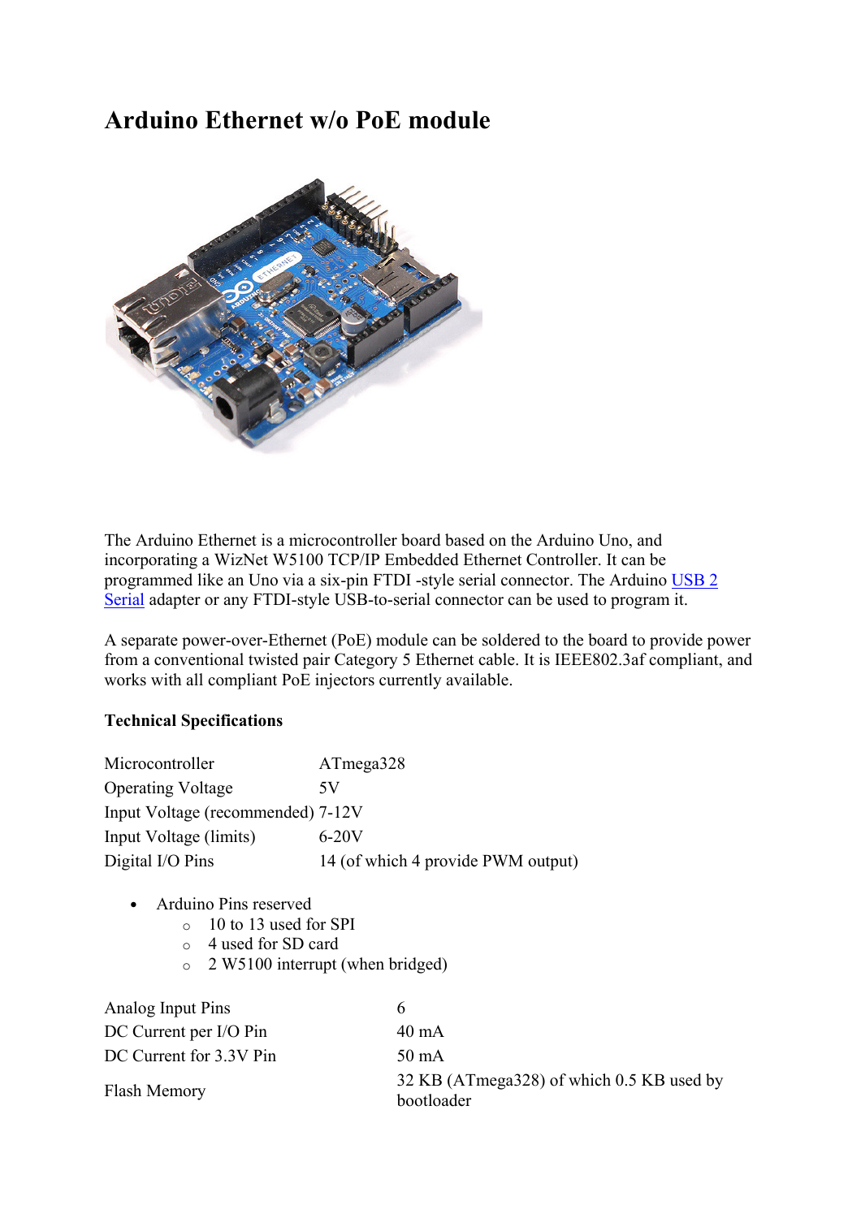# Arduino Ethernet w/o PoE module

The Arduino Ethernet is a microcontroller board based on the Arduino Uno, and incorporating a WizNet W5100 TCP/IP Embedded Ethernet Controller. It can be programmed like an Uno via a six-pin FTDI -style serial connector. The Arduino USB 2 Serial adapter or any FTDI-style USB-to-serial connector can be used to program it.

A separate power-over-Ethernet (PoE) module can be soldered to the board to provide power from a conventional twisted pair Category 5 Ethernet cable. It is IEEE802.3af compliant, and works with all compliant PoE injectors currently available.

### Technical Specifications

| | |
|---|---|
| Microcontroller | ATmega328 |
| Operating Voltage | 5V |
| Input Voltage (recommended) | 7-12V |
| Input Voltage (limits) | 6-20V |
| Digital I/O Pins | 14 (of which 4 provide PWM output) |

- Arduino Pins reserved
  - 10 to 13 used for SPI
  - 4 used for SD card
  - 2 W5100 interrupt (when bridged)

| | |
|---|---|
| Analog Input Pins | 6 |
| DC Current per I/O Pin | 40 mA |
| DC Current for 3.3V Pin | 50 mA |
| Flash Memory | 32 KB (ATmega328) of which 0.5 KB used by bootloader |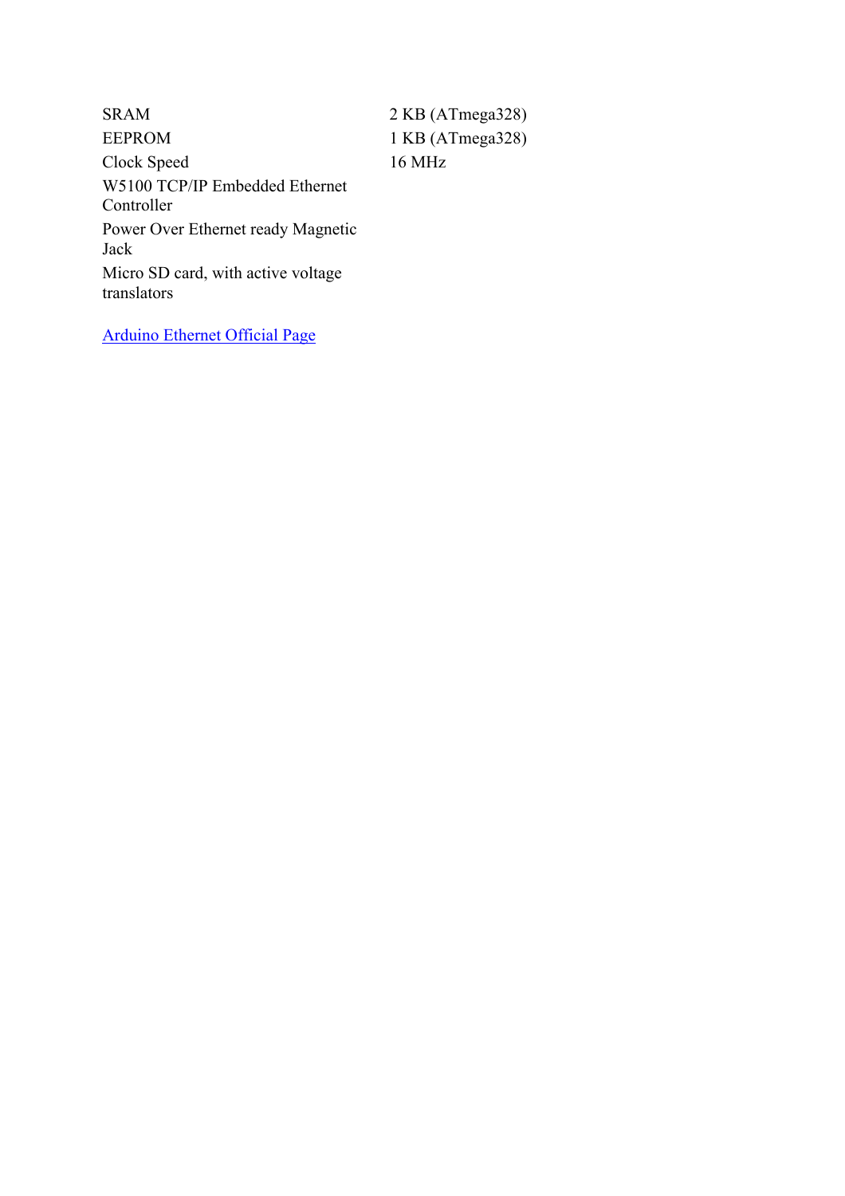| | |
|---|---|
| SRAM | 2 KB (ATmega328) |
| EEPROM | 1 KB (ATmega328) |
| Clock Speed | 16 MHz |
| W5100 TCP/IP Embedded Ethernet Controller | |
| Power Over Ethernet ready Magnetic Jack | |
| Micro SD card, with active voltage translators | |

Arduino Ethernet Official Page